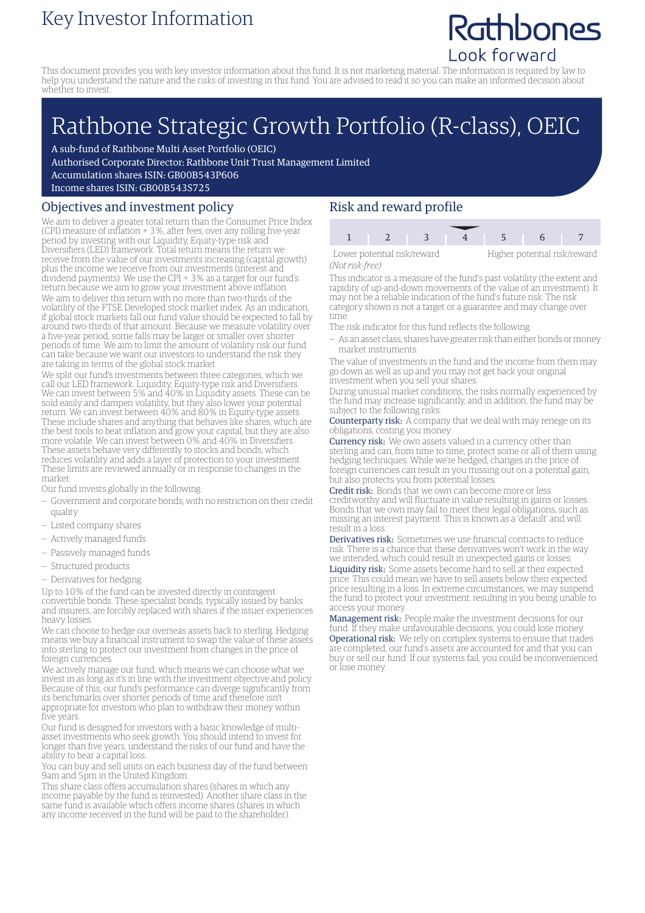# Key Investor Information

Rathbones
Look forward

This document provides you with key investor information about this fund. It is not marketing material. The information is required by law to help you understand the nature and the risks of investing in this fund. You are advised to read it so you can make an informed decision about whether to invest.

# Rathbone Strategic Growth Portfolio (R-class), OEIC

A sub-fund of Rathbone Multi Asset Portfolio (OEIC)
Authorised Corporate Director: Rathbone Unit Trust Management Limited
Accumulation shares ISIN: GB00B543P606
Income shares ISIN: GB00B543S725

## Objectives and investment policy

We aim to deliver a greater total return than the Consumer Price Index (CPI) measure of inflation + 3%, after fees, over any rolling five-year period by investing with our Liquidity, Equity-type risk and Diversifiers (LED) framework. Total return means the return we receive from the value of our investments increasing (capital growth) plus the income we receive from our investments (interest and dividend payments). We use the CPI + 3% as a target for our fund's return because we aim to grow your investment above inflation.

We aim to deliver this return with no more than two-thirds of the volatility of the FTSE Developed stock market index. As an indication, if global stock markets fall our fund value should be expected to fall by around two-thirds of that amount. Because we measure volatility over a five-year period, some falls may be larger or smaller over shorter periods of time. We aim to limit the amount of volatility risk our fund can take because we want our investors to understand the risk they are taking in terms of the global stock market.

We split our fund's investments between three categories, which we call our LED framework: Liquidity, Equity-type risk and Diversifiers. We can invest between 5% and 40% in Liquidity assets. These can be sold easily and dampen volatility, but they also lower your potential return. We can invest between 40% and 80% in Equity-type assets. These include shares and anything that behaves like shares, which are the best tools to beat inflation and grow your capital, but they are also more volatile. We can invest between 0% and 40% in Diversifiers. These assets behave very differently to stocks and bonds, which reduces volatility and adds a layer of protection to your investment. These limits are reviewed annually or in response to changes in the market.

Our fund invests globally in the following:

- Government and corporate bonds, with no restriction on their credit quality
- Listed company shares
- Actively managed funds
- Passively managed funds
- Structured products
- Derivatives for hedging

Up to 10% of the fund can be invested directly in contingent convertible bonds. These specialist bonds, typically issued by banks and insurers, are forcibly replaced with shares if the issuer experiences heavy losses.

We can choose to hedge our overseas assets back to sterling. Hedging means we buy a financial instrument to swap the value of these assets into sterling to protect our investment from changes in the price of foreign currencies.

We actively manage our fund, which means we can choose what we invest in as long as it's in line with the investment objective and policy. Because of this, our fund's performance can diverge significantly from its benchmarks over shorter periods of time and therefore isn't appropriate for investors who plan to withdraw their money within five years.

Our fund is designed for investors with a basic knowledge of multi-asset investments who seek growth. You should intend to invest for longer than five years, understand the risks of our fund and have the ability to bear a capital loss.

You can buy and sell units on each business day of the fund between 9am and 5pm in the United Kingdom.

This share class offers accumulation shares (shares in which any income payable by the fund is reinvested). Another share class in the same fund is available which offers income shares (shares in which any income received in the fund will be paid to the shareholder).

## Risk and reward profile

| 1 | 2 | 3 | **4** | 5 | 6 | 7 |
|---|---|---|---|---|---|---|

Lower potential risk/reward — Higher potential risk/reward
*(Not risk-free)*

This indicator is a measure of the fund's past volatility (the extent and rapidity of up-and-down movements of the value of an investment). It may not be a reliable indication of the fund's future risk. The risk category shown is not a target or a guarantee and may change over time.

The risk indicator for this fund reflects the following:

- As an asset class, shares have greater risk than either bonds or money market instruments.

The value of investments in the fund and the income from them may go down as well as up and you may not get back your original investment when you sell your shares.

During unusual market conditions, the risks normally experienced by the fund may increase significantly, and in addition, the fund may be subject to the following risks:

**Counterparty risk:** A company that we deal with may renege on its obligations, costing you money.

**Currency risk:** We own assets valued in a currency other than sterling and can, from time to time, protect some or all of them using hedging techniques. While we're hedged, changes in the price of foreign currencies can result in you missing out on a potential gain, but also protects you from potential losses.

**Credit risk:** Bonds that we own can become more or less creditworthy and will fluctuate in value resulting in gains or losses. Bonds that we own may fail to meet their legal obligations, such as missing an interest payment. This is known as a 'default' and will result in a loss.

**Derivatives risk:** Sometimes we use financial contracts to reduce risk. There is a chance that these derivatives won't work in the way we intended, which could result in unexpected gains or losses.

**Liquidity risk:** Some assets become hard to sell at their expected price. This could mean we have to sell assets below their expected price resulting in a loss. In extreme circumstances, we may suspend the fund to protect your investment, resulting in you being unable to access your money.

**Management risk:** People make the investment decisions for our fund. If they make unfavourable decisions, you could lose money.

**Operational risk:** We rely on complex systems to ensure that trades are completed, our fund's assets are accounted for and that you can buy or sell our fund. If our systems fail, you could be inconvenienced or lose money.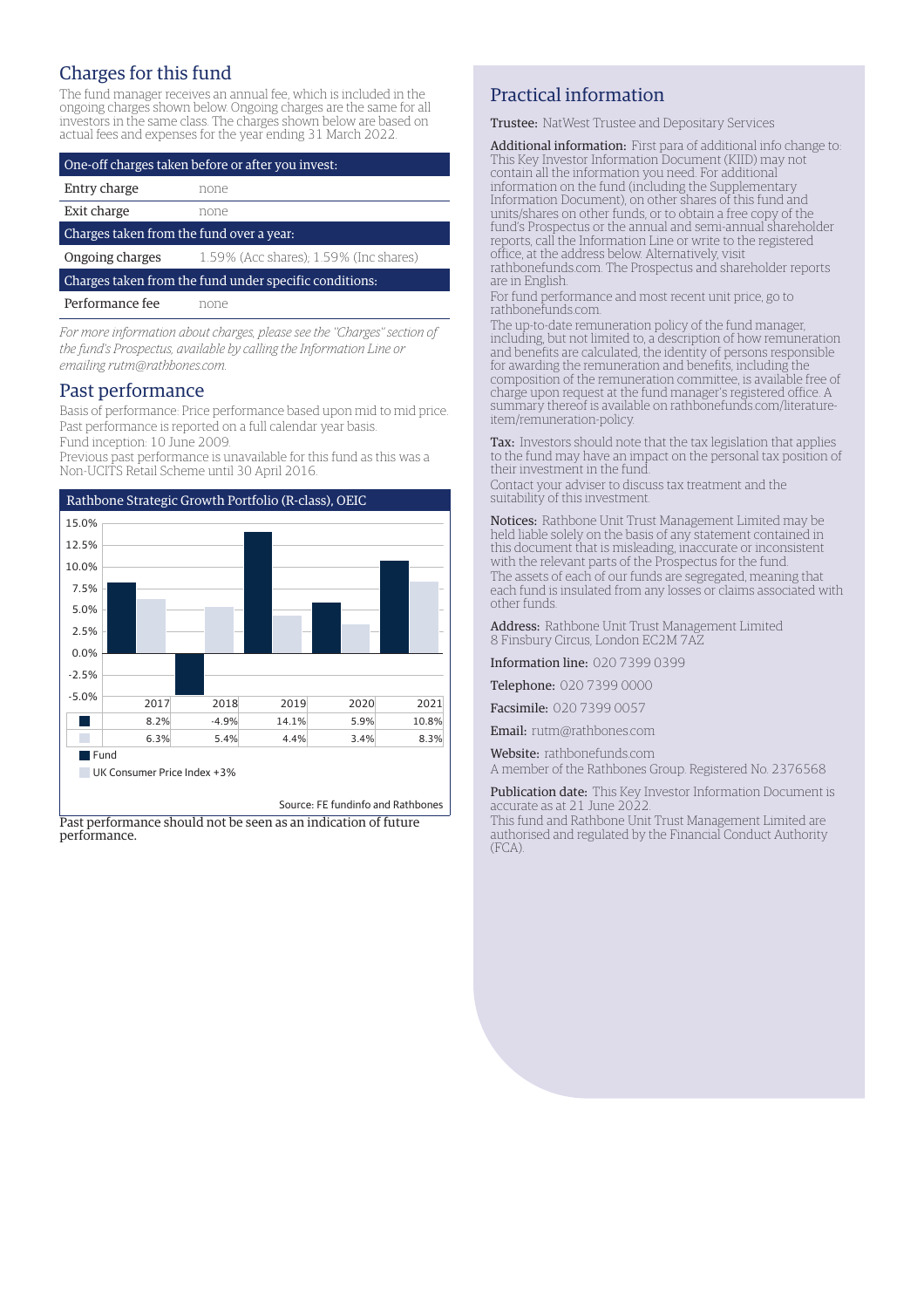## Charges for this fund

The fund manager receives an annual fee, which is included in the ongoing charges shown below. Ongoing charges are the same for all investors in the same class. The charges shown below are based on actual fees and expenses for the year ending 31 March 2022.

| One-off charges taken before or after you invest: | |
|---|---|
| Entry charge | none |
| Exit charge | none |
| **Charges taken from the fund over a year:** | |
| Ongoing charges | 1.59% (Acc shares); 1.59% (Inc shares) |
| **Charges taken from the fund under specific conditions:** | |
| Performance fee | none |

*For more information about charges, please see the "Charges" section of the fund's Prospectus, available by calling the Information Line or emailing rutm@rathbones.com.*

## Past performance

Basis of performance: Price performance based upon mid to mid price.
Past performance is reported on a full calendar year basis.
Fund inception: 10 June 2009.
Previous past performance is unavailable for this fund as this was a Non-UCITS Retail Scheme until 30 April 2016.

Rathbone Strategic Growth Portfolio (R-class), OEIC

15.0%
12.5%
10.0%
7.5%
5.0%
2.5%
0.0%
-2.5%
-5.0%

2017 2018 2019 2020 2021

Fund: 8.2% -4.9% 14.1% 5.9% 10.8%

UK Consumer Price Index +3%: 6.3% 5.4% 4.4% 3.4% 8.3%

Fund

UK Consumer Price Index +3%

Source: FE fundinfo and Rathbones

Past performance should not be seen as an indication of future performance.

## Practical information

**Trustee:** NatWest Trustee and Depositary Services

**Additional information:** First para of additional info change to: This Key Investor Information Document (KIID) may not contain all the information you need. For additional information on the fund (including the Supplementary Information Document), on other shares of this fund and units/shares on other funds, or to obtain a free copy of the fund's Prospectus or the annual and semi-annual shareholder reports, call the Information Line or write to the registered office, at the address below. Alternatively, visit rathbonefunds.com. The Prospectus and shareholder reports are in English.

For fund performance and most recent unit price, go to rathbonefunds.com.

The up-to-date remuneration policy of the fund manager, including, but not limited to, a description of how remuneration and benefits are calculated, the identity of persons responsible for awarding the remuneration and benefits, including the composition of the remuneration committee, is available free of charge upon request at the fund manager's registered office. A summary thereof is available on rathbonefunds.com/literature-item/remuneration-policy.

**Tax:** Investors should note that the tax legislation that applies to the fund may have an impact on the personal tax position of their investment in the fund.

Contact your adviser to discuss tax treatment and the suitability of this investment.

**Notices:** Rathbone Unit Trust Management Limited may be held liable solely on the basis of any statement contained in this document that is misleading, inaccurate or inconsistent with the relevant parts of the Prospectus for the fund.

The assets of each of our funds are segregated, meaning that each fund is insulated from any losses or claims associated with other funds.

**Address:** Rathbone Unit Trust Management Limited
8 Finsbury Circus, London EC2M 7AZ

**Information line:** 020 7399 0399

**Telephone:** 020 7399 0000

**Facsimile:** 020 7399 0057

**Email:** rutm@rathbones.com

**Website:** rathbonefunds.com

A member of the Rathbones Group. Registered No. 2376568

**Publication date:** This Key Investor Information Document is accurate as at 21 June 2022.

This fund and Rathbone Unit Trust Management Limited are authorised and regulated by the Financial Conduct Authority (FCA).